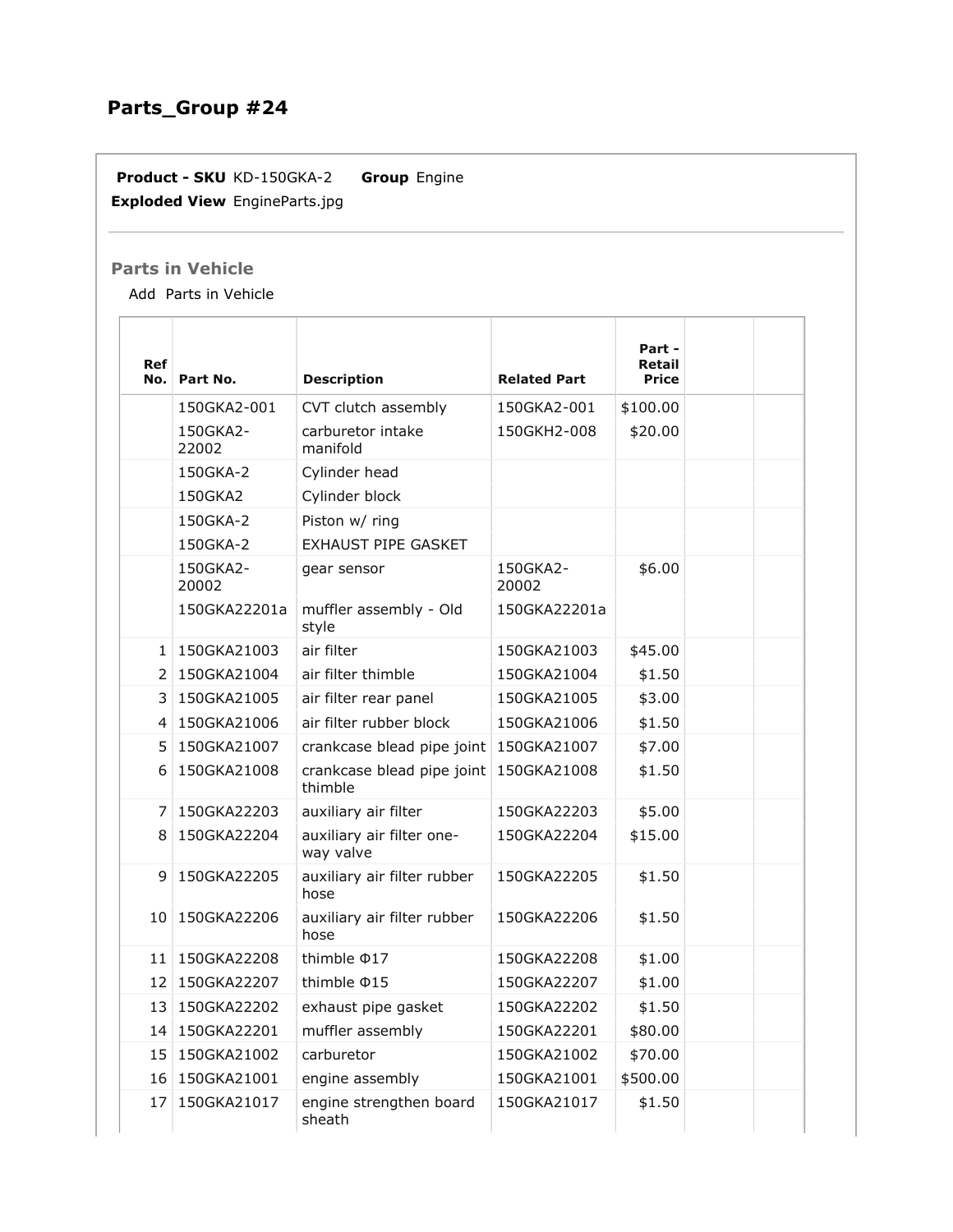## Parts_Group #24

**Product - SKU** KD-150GKA-2 **Group** Engine
**Exploded View** EngineParts.jpg

### Parts in Vehicle

Add Parts in Vehicle

| Ref No. | Part No. | Description | Related Part | Part - Retail Price | | |
|---|---|---|---|---|---|---|
| | 150GKA2-001 | CVT clutch assembly | 150GKA2-001 | $100.00 | | |
| | 150GKA2-22002 | carburetor intake manifold | 150GKH2-008 | $20.00 | | |
| | 150GKA-2 | Cylinder head | | | | |
| | 150GKA2 | Cylinder block | | | | |
| | 150GKA-2 | Piston w/ ring | | | | |
| | 150GKA-2 | EXHAUST PIPE GASKET | | | | |
| | 150GKA2-20002 | gear sensor | 150GKA2-20002 | $6.00 | | |
| | 150GKA22201a | muffler assembly - Old style | 150GKA22201a | | | |
| 1 | 150GKA21003 | air filter | 150GKA21003 | $45.00 | | |
| 2 | 150GKA21004 | air filter thimble | 150GKA21004 | $1.50 | | |
| 3 | 150GKA21005 | air filter rear panel | 150GKA21005 | $3.00 | | |
| 4 | 150GKA21006 | air filter rubber block | 150GKA21006 | $1.50 | | |
| 5 | 150GKA21007 | crankcase blead pipe joint | 150GKA21007 | $7.00 | | |
| 6 | 150GKA21008 | crankcase blead pipe joint thimble | 150GKA21008 | $1.50 | | |
| 7 | 150GKA22203 | auxiliary air filter | 150GKA22203 | $5.00 | | |
| 8 | 150GKA22204 | auxiliary air filter one-way valve | 150GKA22204 | $15.00 | | |
| 9 | 150GKA22205 | auxiliary air filter rubber hose | 150GKA22205 | $1.50 | | |
| 10 | 150GKA22206 | auxiliary air filter rubber hose | 150GKA22206 | $1.50 | | |
| 11 | 150GKA22208 | thimble Φ17 | 150GKA22208 | $1.00 | | |
| 12 | 150GKA22207 | thimble Φ15 | 150GKA22207 | $1.00 | | |
| 13 | 150GKA22202 | exhaust pipe gasket | 150GKA22202 | $1.50 | | |
| 14 | 150GKA22201 | muffler assembly | 150GKA22201 | $80.00 | | |
| 15 | 150GKA21002 | carburetor | 150GKA21002 | $70.00 | | |
| 16 | 150GKA21001 | engine assembly | 150GKA21001 | $500.00 | | |
| 17 | 150GKA21017 | engine strengthen board sheath | 150GKA21017 | $1.50 | | |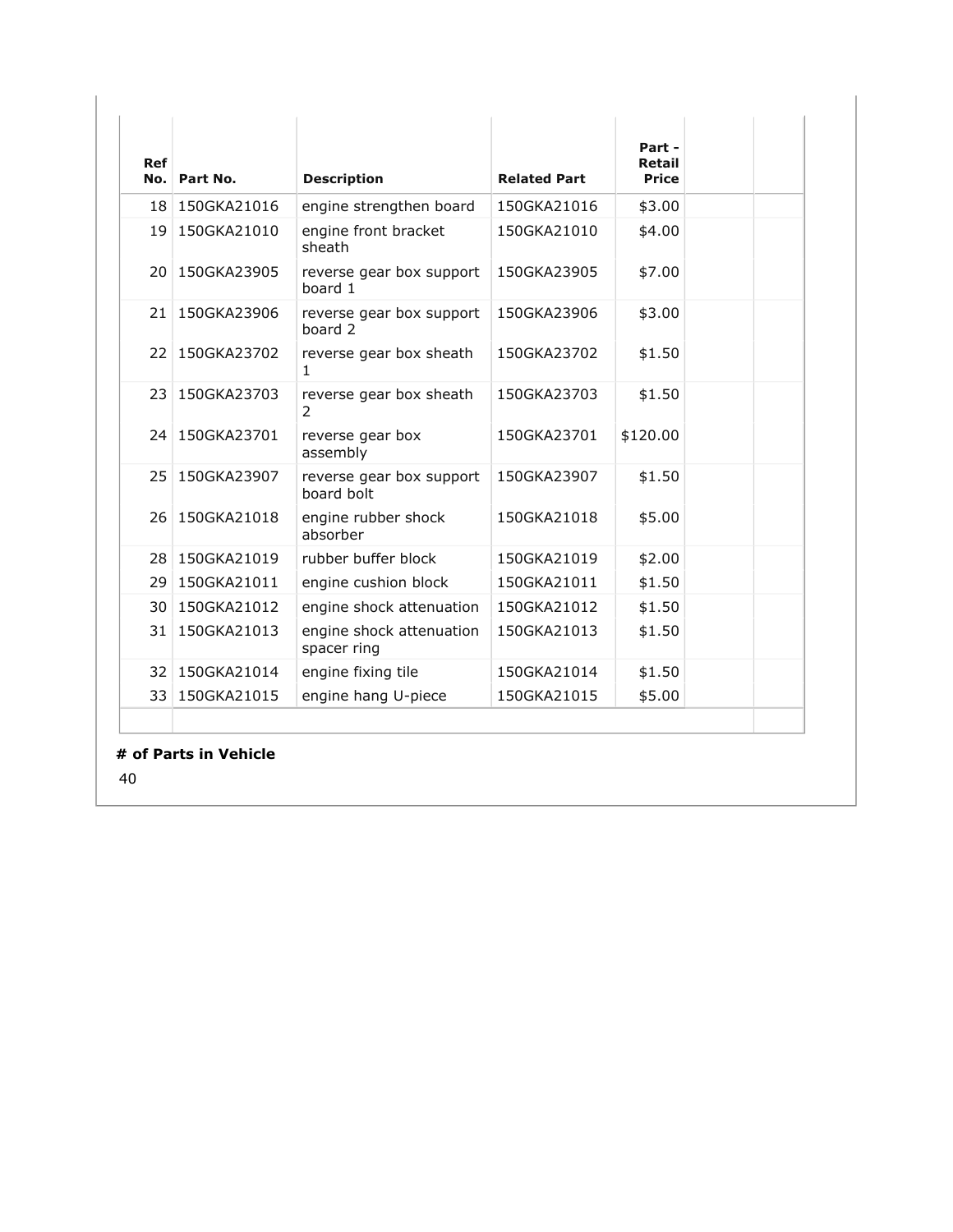| Ref No. | Part No. | Description | Related Part | Part - Retail Price | | |
|---|---|---|---|---|---|---|
| 18 | 150GKA21016 | engine strengthen board | 150GKA21016 | $3.00 | | |
| 19 | 150GKA21010 | engine front bracket sheath | 150GKA21010 | $4.00 | | |
| 20 | 150GKA23905 | reverse gear box support board 1 | 150GKA23905 | $7.00 | | |
| 21 | 150GKA23906 | reverse gear box support board 2 | 150GKA23906 | $3.00 | | |
| 22 | 150GKA23702 | reverse gear box sheath 1 | 150GKA23702 | $1.50 | | |
| 23 | 150GKA23703 | reverse gear box sheath 2 | 150GKA23703 | $1.50 | | |
| 24 | 150GKA23701 | reverse gear box assembly | 150GKA23701 | $120.00 | | |
| 25 | 150GKA23907 | reverse gear box support board bolt | 150GKA23907 | $1.50 | | |
| 26 | 150GKA21018 | engine rubber shock absorber | 150GKA21018 | $5.00 | | |
| 28 | 150GKA21019 | rubber buffer block | 150GKA21019 | $2.00 | | |
| 29 | 150GKA21011 | engine cushion block | 150GKA21011 | $1.50 | | |
| 30 | 150GKA21012 | engine shock attenuation | 150GKA21012 | $1.50 | | |
| 31 | 150GKA21013 | engine shock attenuation spacer ring | 150GKA21013 | $1.50 | | |
| 32 | 150GKA21014 | engine fixing tile | 150GKA21014 | $1.50 | | |
| 33 | 150GKA21015 | engine hang U-piece | 150GKA21015 | $5.00 | | |

**# of Parts in Vehicle**

40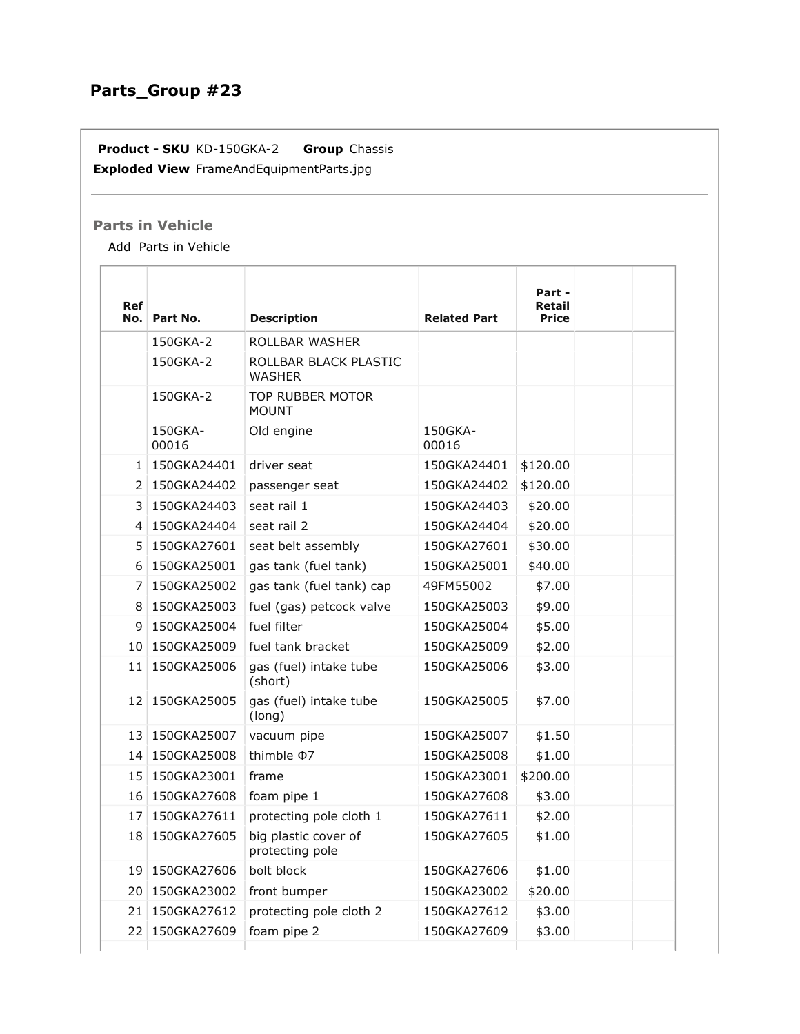## Parts_Group #23

**Product - SKU** KD-150GKA-2 **Group** Chassis

**Exploded View** FrameAndEquipmentParts.jpg

### Parts in Vehicle

Add Parts in Vehicle

| Ref No. | Part No. | Description | Related Part | Part - Retail Price | | |
|---|---|---|---|---|---|---|
| | 150GKA-2 | ROLLBAR WASHER | | | | |
| | 150GKA-2 | ROLLBAR BLACK PLASTIC WASHER | | | | |
| | 150GKA-2 | TOP RUBBER MOTOR MOUNT | | | | |
| | 150GKA-00016 | Old engine | 150GKA-00016 | | | |
| 1 | 150GKA24401 | driver seat | 150GKA24401 | $120.00 | | |
| 2 | 150GKA24402 | passenger seat | 150GKA24402 | $120.00 | | |
| 3 | 150GKA24403 | seat rail 1 | 150GKA24403 | $20.00 | | |
| 4 | 150GKA24404 | seat rail 2 | 150GKA24404 | $20.00 | | |
| 5 | 150GKA27601 | seat belt assembly | 150GKA27601 | $30.00 | | |
| 6 | 150GKA25001 | gas tank (fuel tank) | 150GKA25001 | $40.00 | | |
| 7 | 150GKA25002 | gas tank (fuel tank) cap | 49FM55002 | $7.00 | | |
| 8 | 150GKA25003 | fuel (gas) petcock valve | 150GKA25003 | $9.00 | | |
| 9 | 150GKA25004 | fuel filter | 150GKA25004 | $5.00 | | |
| 10 | 150GKA25009 | fuel tank bracket | 150GKA25009 | $2.00 | | |
| 11 | 150GKA25006 | gas (fuel) intake tube (short) | 150GKA25006 | $3.00 | | |
| 12 | 150GKA25005 | gas (fuel) intake tube (long) | 150GKA25005 | $7.00 | | |
| 13 | 150GKA25007 | vacuum pipe | 150GKA25007 | $1.50 | | |
| 14 | 150GKA25008 | thimble Φ7 | 150GKA25008 | $1.00 | | |
| 15 | 150GKA23001 | frame | 150GKA23001 | $200.00 | | |
| 16 | 150GKA27608 | foam pipe 1 | 150GKA27608 | $3.00 | | |
| 17 | 150GKA27611 | protecting pole cloth 1 | 150GKA27611 | $2.00 | | |
| 18 | 150GKA27605 | big plastic cover of protecting pole | 150GKA27605 | $1.00 | | |
| 19 | 150GKA27606 | bolt block | 150GKA27606 | $1.00 | | |
| 20 | 150GKA23002 | front bumper | 150GKA23002 | $20.00 | | |
| 21 | 150GKA27612 | protecting pole cloth 2 | 150GKA27612 | $3.00 | | |
| 22 | 150GKA27609 | foam pipe 2 | 150GKA27609 | $3.00 | | |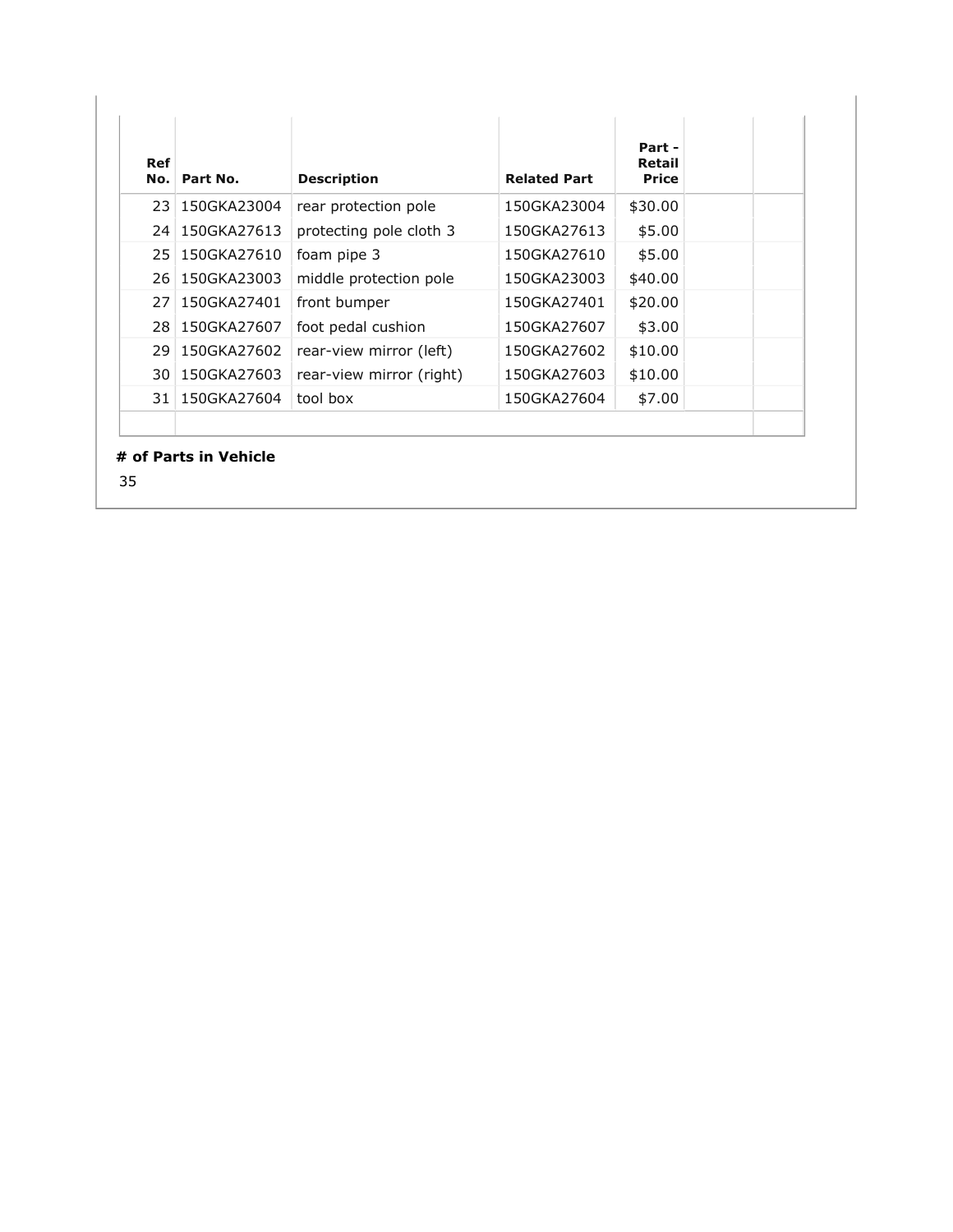| Ref No. | Part No. | Description | Related Part | Part - Retail Price | | |
|---|---|---|---|---|---|---|
| 23 | 150GKA23004 | rear protection pole | 150GKA23004 | $30.00 | | |
| 24 | 150GKA27613 | protecting pole cloth 3 | 150GKA27613 | $5.00 | | |
| 25 | 150GKA27610 | foam pipe 3 | 150GKA27610 | $5.00 | | |
| 26 | 150GKA23003 | middle protection pole | 150GKA23003 | $40.00 | | |
| 27 | 150GKA27401 | front bumper | 150GKA27401 | $20.00 | | |
| 28 | 150GKA27607 | foot pedal cushion | 150GKA27607 | $3.00 | | |
| 29 | 150GKA27602 | rear-view mirror (left) | 150GKA27602 | $10.00 | | |
| 30 | 150GKA27603 | rear-view mirror (right) | 150GKA27603 | $10.00 | | |
| 31 | 150GKA27604 | tool box | 150GKA27604 | $7.00 | | |

**# of Parts in Vehicle**

35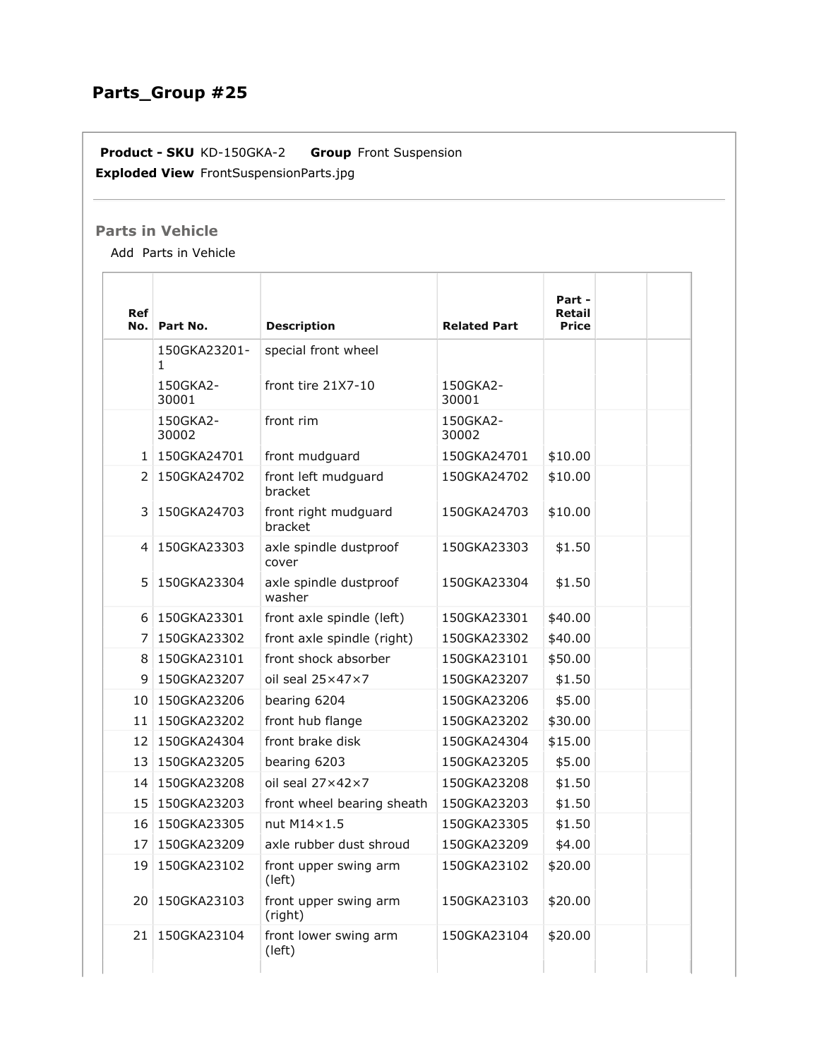## Parts_Group #25

**Product - SKU** KD-150GKA-2 **Group** Front Suspension

**Exploded View** FrontSuspensionParts.jpg

### Parts in Vehicle

Add Parts in Vehicle

| Ref No. | Part No. | Description | Related Part | Part - Retail Price | | |
|---|---|---|---|---|---|---|
| | 150GKA23201-1 | special front wheel | | | | |
| | 150GKA2-30001 | front tire 21X7-10 | 150GKA2-30001 | | | |
| | 150GKA2-30002 | front rim | 150GKA2-30002 | | | |
| 1 | 150GKA24701 | front mudguard | 150GKA24701 | $10.00 | | |
| 2 | 150GKA24702 | front left mudguard bracket | 150GKA24702 | $10.00 | | |
| 3 | 150GKA24703 | front right mudguard bracket | 150GKA24703 | $10.00 | | |
| 4 | 150GKA23303 | axle spindle dustproof cover | 150GKA23303 | $1.50 | | |
| 5 | 150GKA23304 | axle spindle dustproof washer | 150GKA23304 | $1.50 | | |
| 6 | 150GKA23301 | front axle spindle (left) | 150GKA23301 | $40.00 | | |
| 7 | 150GKA23302 | front axle spindle (right) | 150GKA23302 | $40.00 | | |
| 8 | 150GKA23101 | front shock absorber | 150GKA23101 | $50.00 | | |
| 9 | 150GKA23207 | oil seal 25×47×7 | 150GKA23207 | $1.50 | | |
| 10 | 150GKA23206 | bearing 6204 | 150GKA23206 | $5.00 | | |
| 11 | 150GKA23202 | front hub flange | 150GKA23202 | $30.00 | | |
| 12 | 150GKA24304 | front brake disk | 150GKA24304 | $15.00 | | |
| 13 | 150GKA23205 | bearing 6203 | 150GKA23205 | $5.00 | | |
| 14 | 150GKA23208 | oil seal 27×42×7 | 150GKA23208 | $1.50 | | |
| 15 | 150GKA23203 | front wheel bearing sheath | 150GKA23203 | $1.50 | | |
| 16 | 150GKA23305 | nut M14×1.5 | 150GKA23305 | $1.50 | | |
| 17 | 150GKA23209 | axle rubber dust shroud | 150GKA23209 | $4.00 | | |
| 19 | 150GKA23102 | front upper swing arm (left) | 150GKA23102 | $20.00 | | |
| 20 | 150GKA23103 | front upper swing arm (right) | 150GKA23103 | $20.00 | | |
| 21 | 150GKA23104 | front lower swing arm (left) | 150GKA23104 | $20.00 | | |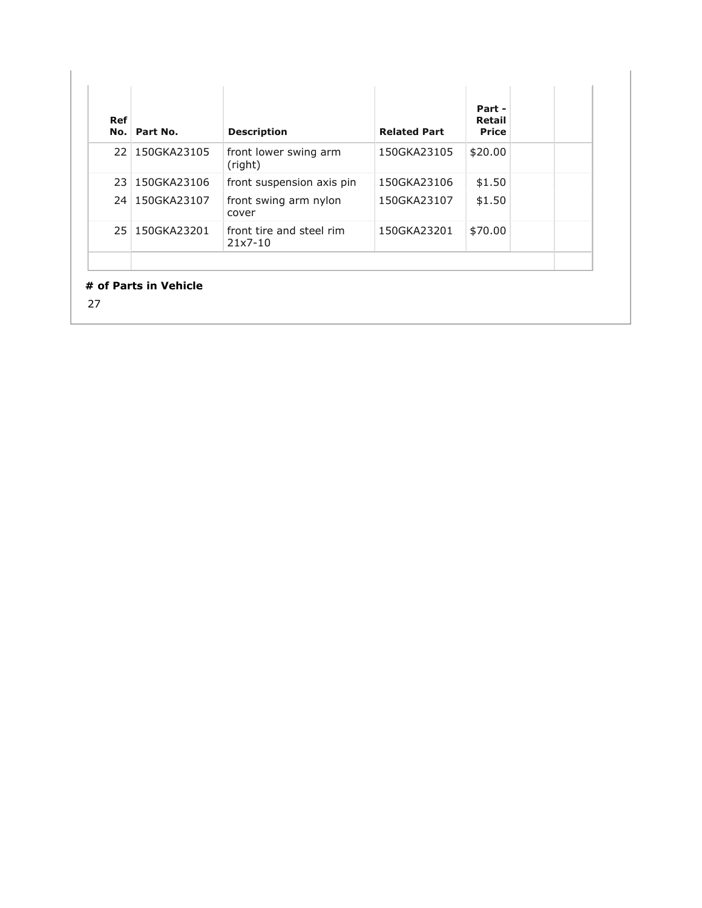| Ref No. | Part No. | Description | Related Part | Part - Retail Price | | |
|---|---|---|---|---|---|---|
| 22 | 150GKA23105 | front lower swing arm (right) | 150GKA23105 | $20.00 | | |
| 23 | 150GKA23106 | front suspension axis pin | 150GKA23106 | $1.50 | | |
| 24 | 150GKA23107 | front swing arm nylon cover | 150GKA23107 | $1.50 | | |
| 25 | 150GKA23201 | front tire and steel rim 21x7-10 | 150GKA23201 | $70.00 | | |

**# of Parts in Vehicle**

27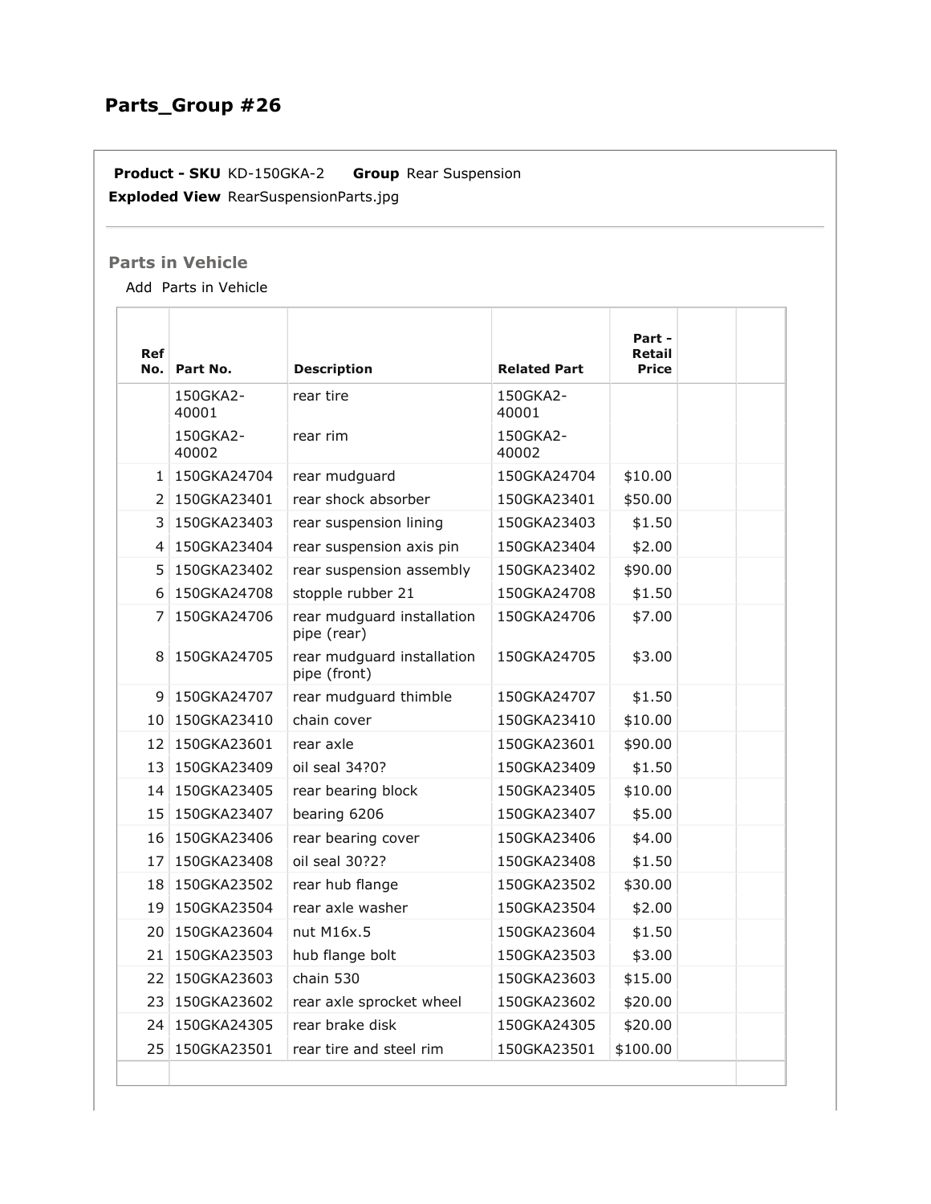## Parts_Group #26

**Product - SKU** KD-150GKA-2 **Group** Rear Suspension

**Exploded View** RearSuspensionParts.jpg

### Parts in Vehicle

Add Parts in Vehicle

| Ref No. | Part No. | Description | Related Part | Part - Retail Price | | |
|---|---|---|---|---|---|---|
| | 150GKA2-40001 | rear tire | 150GKA2-40001 | | | |
| | 150GKA2-40002 | rear rim | 150GKA2-40002 | | | |
| 1 | 150GKA24704 | rear mudguard | 150GKA24704 | $10.00 | | |
| 2 | 150GKA23401 | rear shock absorber | 150GKA23401 | $50.00 | | |
| 3 | 150GKA23403 | rear suspension lining | 150GKA23403 | $1.50 | | |
| 4 | 150GKA23404 | rear suspension axis pin | 150GKA23404 | $2.00 | | |
| 5 | 150GKA23402 | rear suspension assembly | 150GKA23402 | $90.00 | | |
| 6 | 150GKA24708 | stopple rubber 21 | 150GKA24708 | $1.50 | | |
| 7 | 150GKA24706 | rear mudguard installation pipe (rear) | 150GKA24706 | $7.00 | | |
| 8 | 150GKA24705 | rear mudguard installation pipe (front) | 150GKA24705 | $3.00 | | |
| 9 | 150GKA24707 | rear mudguard thimble | 150GKA24707 | $1.50 | | |
| 10 | 150GKA23410 | chain cover | 150GKA23410 | $10.00 | | |
| 12 | 150GKA23601 | rear axle | 150GKA23601 | $90.00 | | |
| 13 | 150GKA23409 | oil seal 34?0? | 150GKA23409 | $1.50 | | |
| 14 | 150GKA23405 | rear bearing block | 150GKA23405 | $10.00 | | |
| 15 | 150GKA23407 | bearing 6206 | 150GKA23407 | $5.00 | | |
| 16 | 150GKA23406 | rear bearing cover | 150GKA23406 | $4.00 | | |
| 17 | 150GKA23408 | oil seal 30?2? | 150GKA23408 | $1.50 | | |
| 18 | 150GKA23502 | rear hub flange | 150GKA23502 | $30.00 | | |
| 19 | 150GKA23504 | rear axle washer | 150GKA23504 | $2.00 | | |
| 20 | 150GKA23604 | nut M16x.5 | 150GKA23604 | $1.50 | | |
| 21 | 150GKA23503 | hub flange bolt | 150GKA23503 | $3.00 | | |
| 22 | 150GKA23603 | chain 530 | 150GKA23603 | $15.00 | | |
| 23 | 150GKA23602 | rear axle sprocket wheel | 150GKA23602 | $20.00 | | |
| 24 | 150GKA24305 | rear brake disk | 150GKA24305 | $20.00 | | |
| 25 | 150GKA23501 | rear tire and steel rim | 150GKA23501 | $100.00 | | |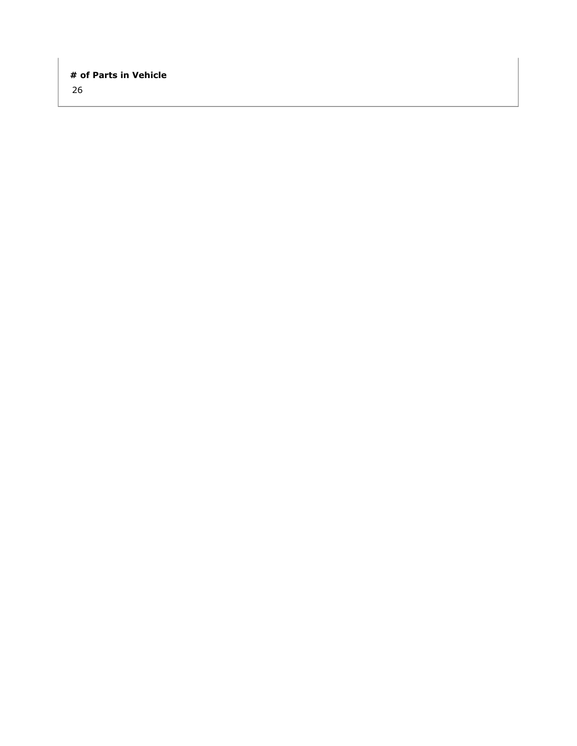**# of Parts in Vehicle**

26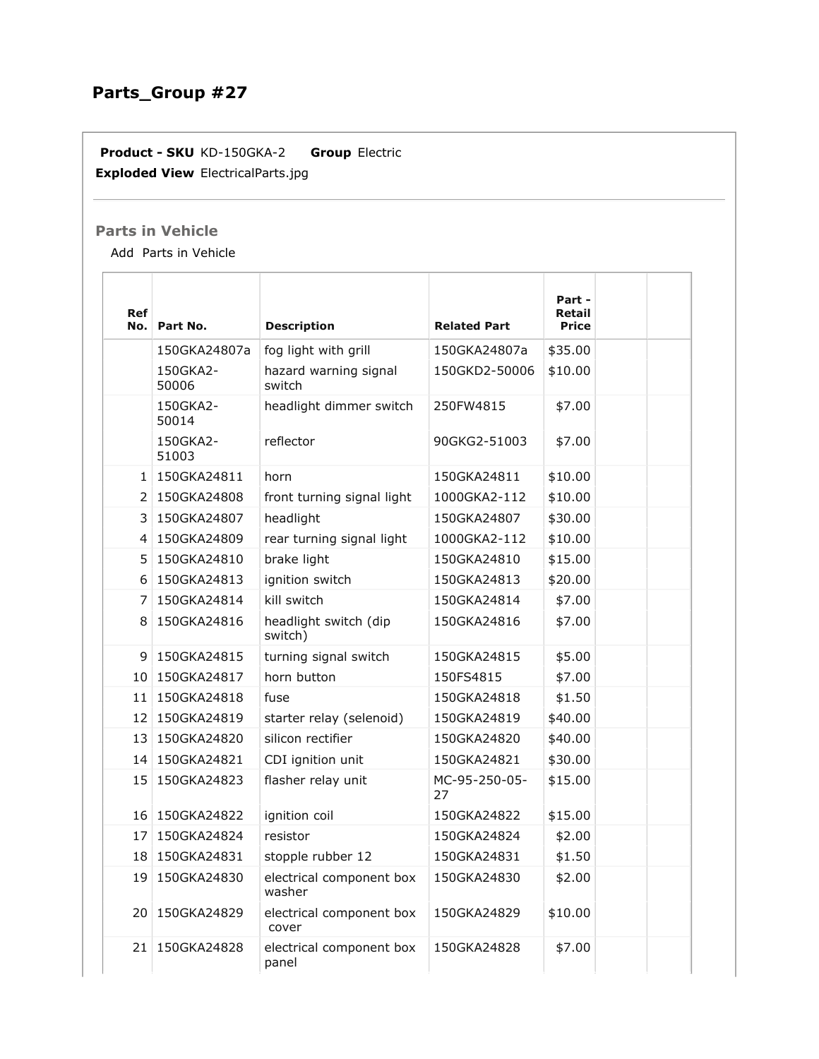## Parts_Group #27

**Product - SKU** KD-150GKA-2 **Group** Electric
**Exploded View** ElectricalParts.jpg

### Parts in Vehicle

Add Parts in Vehicle

| Ref No. | Part No. | Description | Related Part | Part - Retail Price | | |
|---|---|---|---|---|---|---|
| | 150GKA24807a | fog light with grill | 150GKA24807a | $35.00 | | |
| | 150GKA2-50006 | hazard warning signal switch | 150GKD2-50006 | $10.00 | | |
| | 150GKA2-50014 | headlight dimmer switch | 250FW4815 | $7.00 | | |
| | 150GKA2-51003 | reflector | 90GKG2-51003 | $7.00 | | |
| 1 | 150GKA24811 | horn | 150GKA24811 | $10.00 | | |
| 2 | 150GKA24808 | front turning signal light | 1000GKA2-112 | $10.00 | | |
| 3 | 150GKA24807 | headlight | 150GKA24807 | $30.00 | | |
| 4 | 150GKA24809 | rear turning signal light | 1000GKA2-112 | $10.00 | | |
| 5 | 150GKA24810 | brake light | 150GKA24810 | $15.00 | | |
| 6 | 150GKA24813 | ignition switch | 150GKA24813 | $20.00 | | |
| 7 | 150GKA24814 | kill switch | 150GKA24814 | $7.00 | | |
| 8 | 150GKA24816 | headlight switch (dip switch) | 150GKA24816 | $7.00 | | |
| 9 | 150GKA24815 | turning signal switch | 150GKA24815 | $5.00 | | |
| 10 | 150GKA24817 | horn button | 150FS4815 | $7.00 | | |
| 11 | 150GKA24818 | fuse | 150GKA24818 | $1.50 | | |
| 12 | 150GKA24819 | starter relay (selenoid) | 150GKA24819 | $40.00 | | |
| 13 | 150GKA24820 | silicon rectifier | 150GKA24820 | $40.00 | | |
| 14 | 150GKA24821 | CDI ignition unit | 150GKA24821 | $30.00 | | |
| 15 | 150GKA24823 | flasher relay unit | MC-95-250-05-27 | $15.00 | | |
| 16 | 150GKA24822 | ignition coil | 150GKA24822 | $15.00 | | |
| 17 | 150GKA24824 | resistor | 150GKA24824 | $2.00 | | |
| 18 | 150GKA24831 | stopple rubber 12 | 150GKA24831 | $1.50 | | |
| 19 | 150GKA24830 | electrical component box washer | 150GKA24830 | $2.00 | | |
| 20 | 150GKA24829 | electrical component box cover | 150GKA24829 | $10.00 | | |
| 21 | 150GKA24828 | electrical component box panel | 150GKA24828 | $7.00 | | |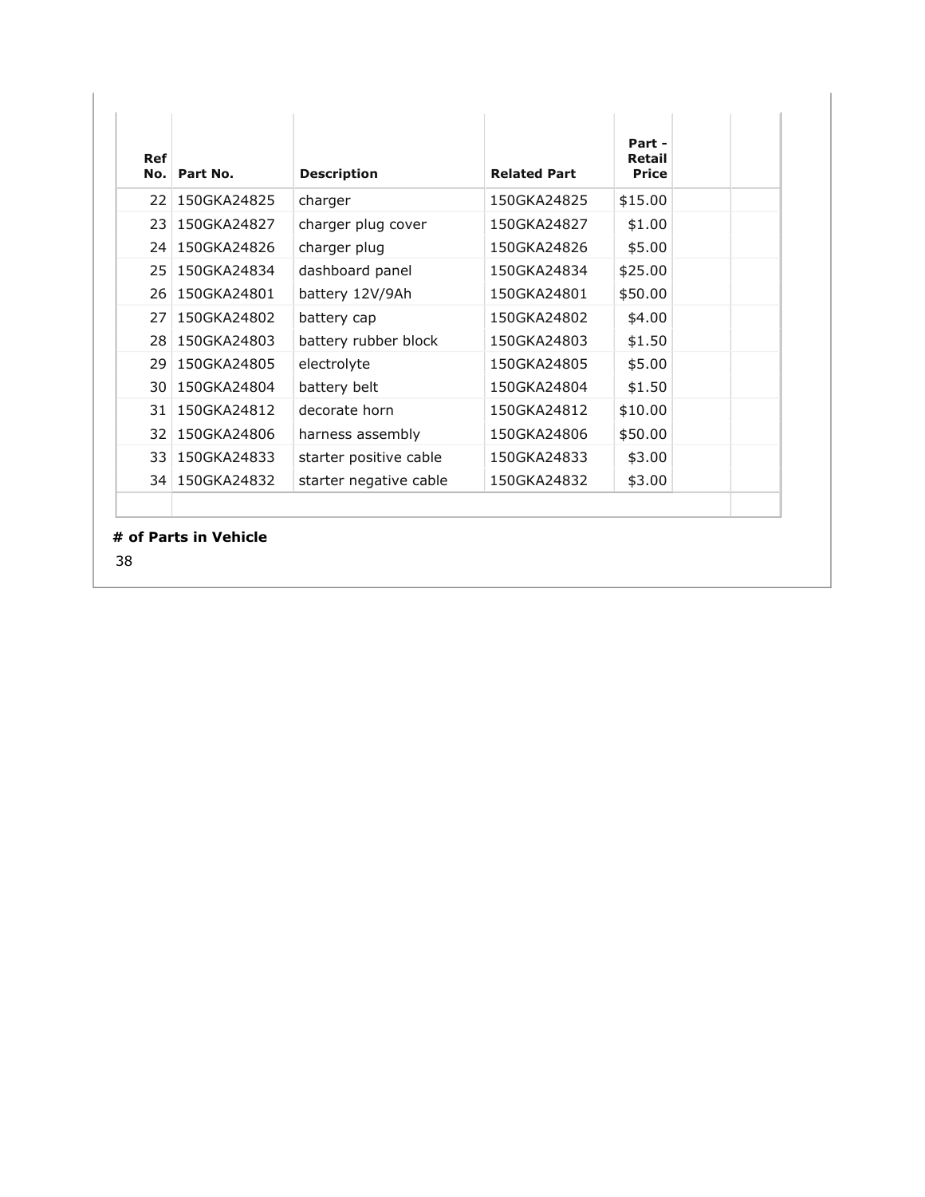| Ref No. | Part No. | Description | Related Part | Part - Retail Price | | |
|---|---|---|---|---|---|---|
| 22 | 150GKA24825 | charger | 150GKA24825 | $15.00 | | |
| 23 | 150GKA24827 | charger plug cover | 150GKA24827 | $1.00 | | |
| 24 | 150GKA24826 | charger plug | 150GKA24826 | $5.00 | | |
| 25 | 150GKA24834 | dashboard panel | 150GKA24834 | $25.00 | | |
| 26 | 150GKA24801 | battery 12V/9Ah | 150GKA24801 | $50.00 | | |
| 27 | 150GKA24802 | battery cap | 150GKA24802 | $4.00 | | |
| 28 | 150GKA24803 | battery rubber block | 150GKA24803 | $1.50 | | |
| 29 | 150GKA24805 | electrolyte | 150GKA24805 | $5.00 | | |
| 30 | 150GKA24804 | battery belt | 150GKA24804 | $1.50 | | |
| 31 | 150GKA24812 | decorate horn | 150GKA24812 | $10.00 | | |
| 32 | 150GKA24806 | harness assembly | 150GKA24806 | $50.00 | | |
| 33 | 150GKA24833 | starter positive cable | 150GKA24833 | $3.00 | | |
| 34 | 150GKA24832 | starter negative cable | 150GKA24832 | $3.00 | | |

**# of Parts in Vehicle**

38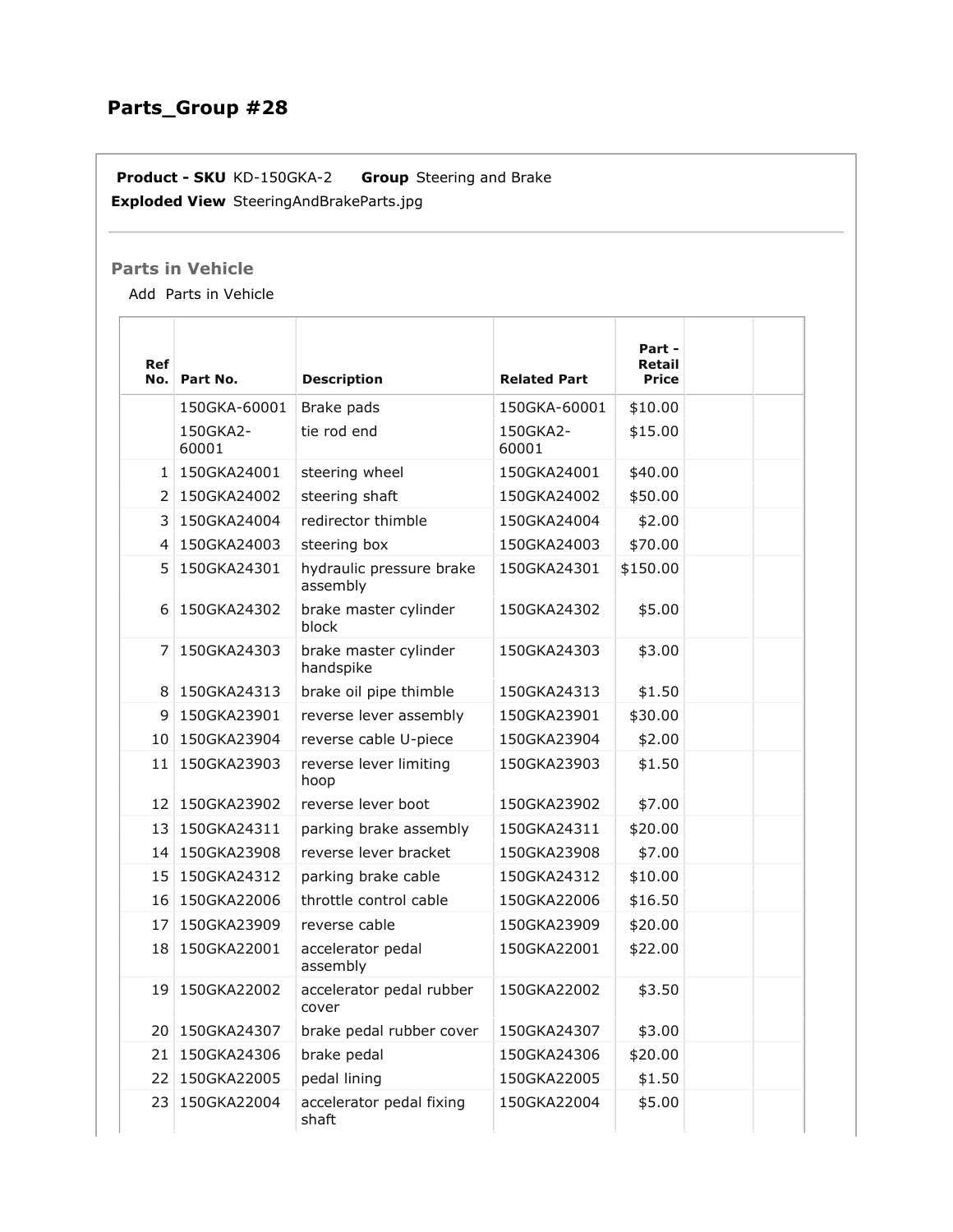# Parts_Group #28

**Product - SKU** KD-150GKA-2 **Group** Steering and Brake
**Exploded View** SteeringAndBrakeParts.jpg

### Parts in Vehicle

Add Parts in Vehicle

| Ref No. | Part No. | Description | Related Part | Part - Retail Price | | |
|---|---|---|---|---|---|---|
| | 150GKA-60001 | Brake pads | 150GKA-60001 | $10.00 | | |
| | 150GKA2-60001 | tie rod end | 150GKA2-60001 | $15.00 | | |
| 1 | 150GKA24001 | steering wheel | 150GKA24001 | $40.00 | | |
| 2 | 150GKA24002 | steering shaft | 150GKA24002 | $50.00 | | |
| 3 | 150GKA24004 | redirector thimble | 150GKA24004 | $2.00 | | |
| 4 | 150GKA24003 | steering box | 150GKA24003 | $70.00 | | |
| 5 | 150GKA24301 | hydraulic pressure brake assembly | 150GKA24301 | $150.00 | | |
| 6 | 150GKA24302 | brake master cylinder block | 150GKA24302 | $5.00 | | |
| 7 | 150GKA24303 | brake master cylinder handspike | 150GKA24303 | $3.00 | | |
| 8 | 150GKA24313 | brake oil pipe thimble | 150GKA24313 | $1.50 | | |
| 9 | 150GKA23901 | reverse lever assembly | 150GKA23901 | $30.00 | | |
| 10 | 150GKA23904 | reverse cable U-piece | 150GKA23904 | $2.00 | | |
| 11 | 150GKA23903 | reverse lever limiting hoop | 150GKA23903 | $1.50 | | |
| 12 | 150GKA23902 | reverse lever boot | 150GKA23902 | $7.00 | | |
| 13 | 150GKA24311 | parking brake assembly | 150GKA24311 | $20.00 | | |
| 14 | 150GKA23908 | reverse lever bracket | 150GKA23908 | $7.00 | | |
| 15 | 150GKA24312 | parking brake cable | 150GKA24312 | $10.00 | | |
| 16 | 150GKA22006 | throttle control cable | 150GKA22006 | $16.50 | | |
| 17 | 150GKA23909 | reverse cable | 150GKA23909 | $20.00 | | |
| 18 | 150GKA22001 | accelerator pedal assembly | 150GKA22001 | $22.00 | | |
| 19 | 150GKA22002 | accelerator pedal rubber cover | 150GKA22002 | $3.50 | | |
| 20 | 150GKA24307 | brake pedal rubber cover | 150GKA24307 | $3.00 | | |
| 21 | 150GKA24306 | brake pedal | 150GKA24306 | $20.00 | | |
| 22 | 150GKA22005 | pedal lining | 150GKA22005 | $1.50 | | |
| 23 | 150GKA22004 | accelerator pedal fixing shaft | 150GKA22004 | $5.00 | | |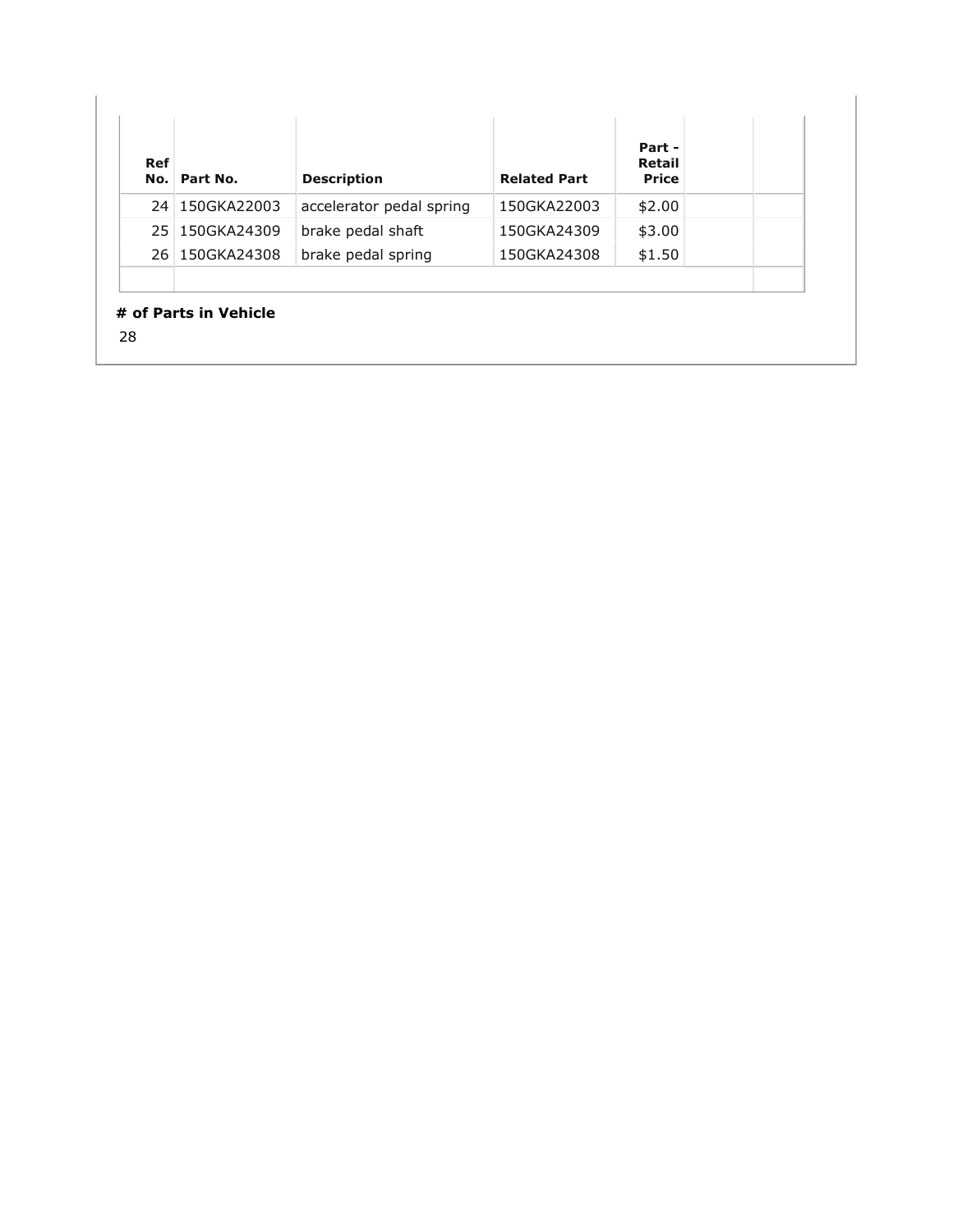| Ref No. | Part No. | Description | Related Part | Part - Retail Price | | |
|---|---|---|---|---|---|---|
| 24 | 150GKA22003 | accelerator pedal spring | 150GKA22003 | $2.00 | | |
| 25 | 150GKA24309 | brake pedal shaft | 150GKA24309 | $3.00 | | |
| 26 | 150GKA24308 | brake pedal spring | 150GKA24308 | $1.50 | | |

**# of Parts in Vehicle**

28